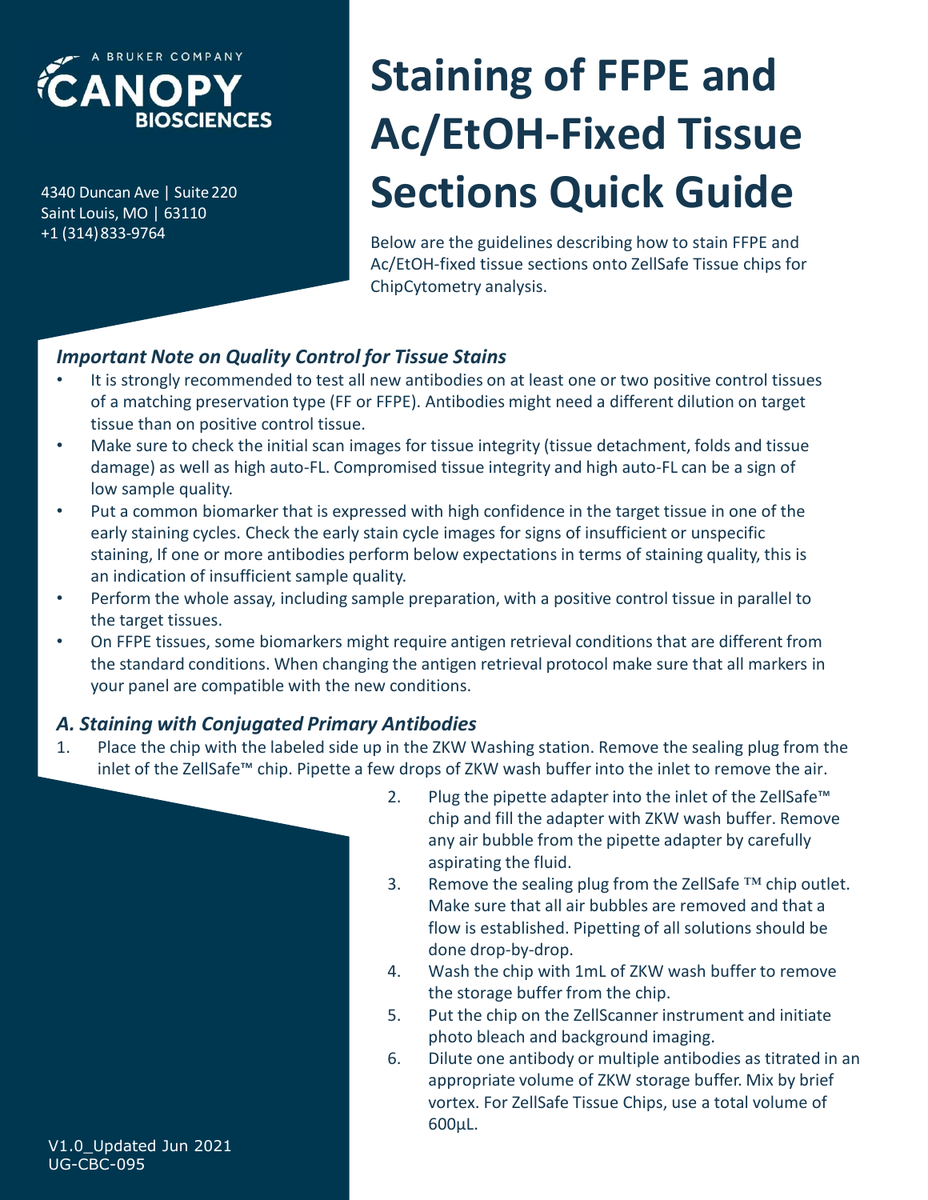A BRUKER COMPANY
CANOPY BIOSCIENCES

4340 Duncan Ave | Suite 220
Saint Louis, MO | 63110
+1 (314) 833-9764

# Staining of FFPE and Ac/EtOH-Fixed Tissue Sections Quick Guide

Below are the guidelines describing how to stain FFPE and Ac/EtOH-fixed tissue sections onto ZellSafe Tissue chips for ChipCytometry analysis.

### *Important Note on Quality Control for Tissue Stains*

- It is strongly recommended to test all new antibodies on at least one or two positive control tissues of a matching preservation type (FF or FFPE). Antibodies might need a different dilution on target tissue than on positive control tissue.
- Make sure to check the initial scan images for tissue integrity (tissue detachment, folds and tissue damage) as well as high auto-FL. Compromised tissue integrity and high auto-FL can be a sign of low sample quality.
- Put a common biomarker that is expressed with high confidence in the target tissue in one of the early staining cycles. Check the early stain cycle images for signs of insufficient or unspecific staining, If one or more antibodies perform below expectations in terms of staining quality, this is an indication of insufficient sample quality.
- Perform the whole assay, including sample preparation, with a positive control tissue in parallel to the target tissues.
- On FFPE tissues, some biomarkers might require antigen retrieval conditions that are different from the standard conditions. When changing the antigen retrieval protocol make sure that all markers in your panel are compatible with the new conditions.

### *A. Staining with Conjugated Primary Antibodies*

1. Place the chip with the labeled side up in the ZKW Washing station. Remove the sealing plug from the inlet of the ZellSafe™ chip. Pipette a few drops of ZKW wash buffer into the inlet to remove the air.
2. Plug the pipette adapter into the inlet of the ZellSafe™ chip and fill the adapter with ZKW wash buffer. Remove any air bubble from the pipette adapter by carefully aspirating the fluid.
3. Remove the sealing plug from the ZellSafe ™ chip outlet. Make sure that all air bubbles are removed and that a flow is established. Pipetting of all solutions should be done drop-by-drop.
4. Wash the chip with 1mL of ZKW wash buffer to remove the storage buffer from the chip.
5. Put the chip on the ZellScanner instrument and initiate photo bleach and background imaging.
6. Dilute one antibody or multiple antibodies as titrated in an appropriate volume of ZKW storage buffer. Mix by brief vortex. For ZellSafe Tissue Chips, use a total volume of 600µL.

V1.0_Updated Jun 2021
UG-CBC-095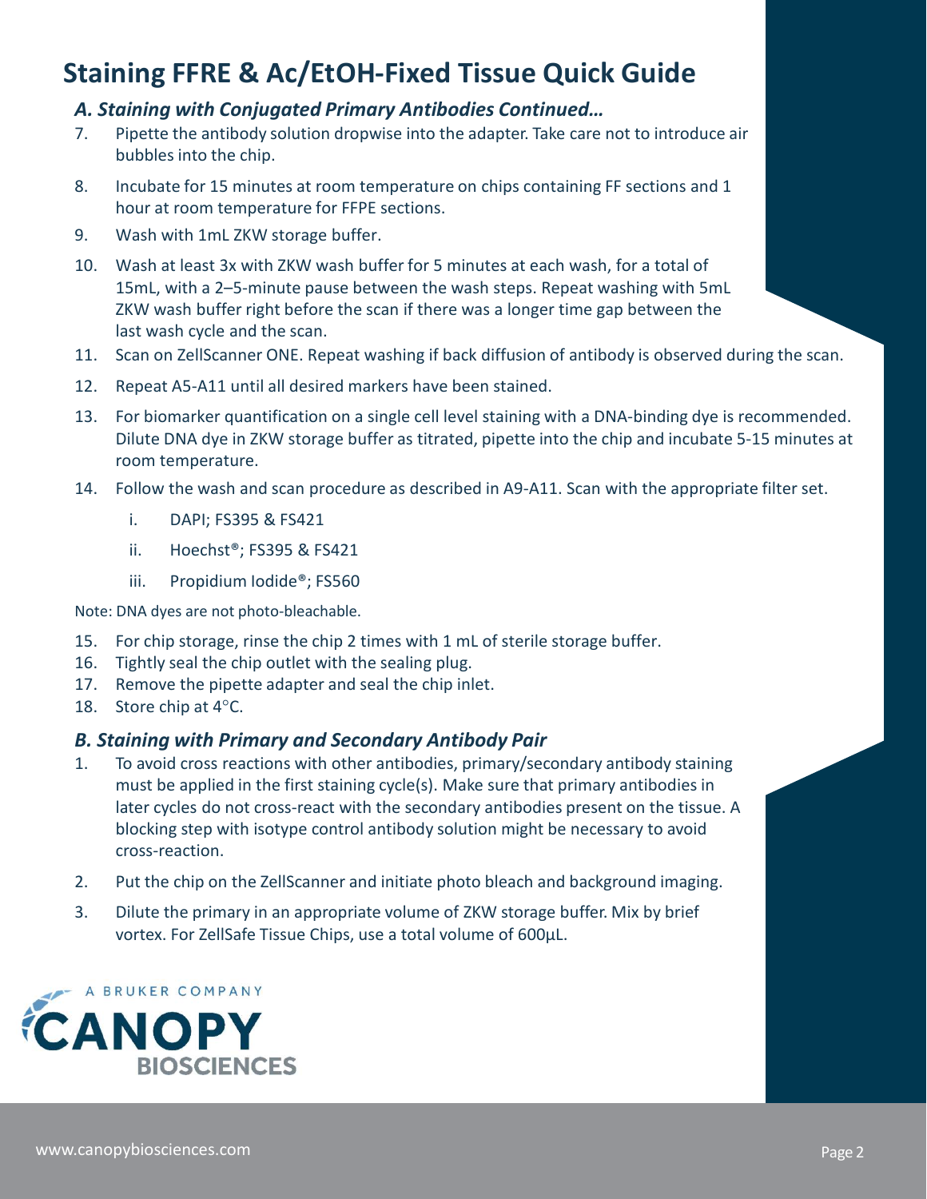# Staining FFRE & Ac/EtOH-Fixed Tissue Quick Guide

### *A. Staining with Conjugated Primary Antibodies Continued…*

7. Pipette the antibody solution dropwise into the adapter. Take care not to introduce air bubbles into the chip.
8. Incubate for 15 minutes at room temperature on chips containing FF sections and 1 hour at room temperature for FFPE sections.
9. Wash with 1mL ZKW storage buffer.
10. Wash at least 3x with ZKW wash buffer for 5 minutes at each wash, for a total of 15mL, with a 2–5-minute pause between the wash steps. Repeat washing with 5mL ZKW wash buffer right before the scan if there was a longer time gap between the last wash cycle and the scan.
11. Scan on ZellScanner ONE. Repeat washing if back diffusion of antibody is observed during the scan.
12. Repeat A5-A11 until all desired markers have been stained.
13. For biomarker quantification on a single cell level staining with a DNA-binding dye is recommended. Dilute DNA dye in ZKW storage buffer as titrated, pipette into the chip and incubate 5-15 minutes at room temperature.
14. Follow the wash and scan procedure as described in A9-A11. Scan with the appropriate filter set.
    1. DAPI; FS395 & FS421
    2. Hoechst®; FS395 & FS421
    3. Propidium Iodide®; FS560

Note: DNA dyes are not photo-bleachable.

15. For chip storage, rinse the chip 2 times with 1 mL of sterile storage buffer.
16. Tightly seal the chip outlet with the sealing plug.
17. Remove the pipette adapter and seal the chip inlet.
18. Store chip at 4°C.

### *B. Staining with Primary and Secondary Antibody Pair*

1. To avoid cross reactions with other antibodies, primary/secondary antibody staining must be applied in the first staining cycle(s). Make sure that primary antibodies in later cycles do not cross-react with the secondary antibodies present on the tissue. A blocking step with isotype control antibody solution might be necessary to avoid cross-reaction.
2. Put the chip on the ZellScanner and initiate photo bleach and background imaging.
3. Dilute the primary in an appropriate volume of ZKW storage buffer. Mix by brief vortex. For ZellSafe Tissue Chips, use a total volume of 600µL.

A BRUKER COMPANY

CANOPY BIOSCIENCES

www.canopybiosciences.com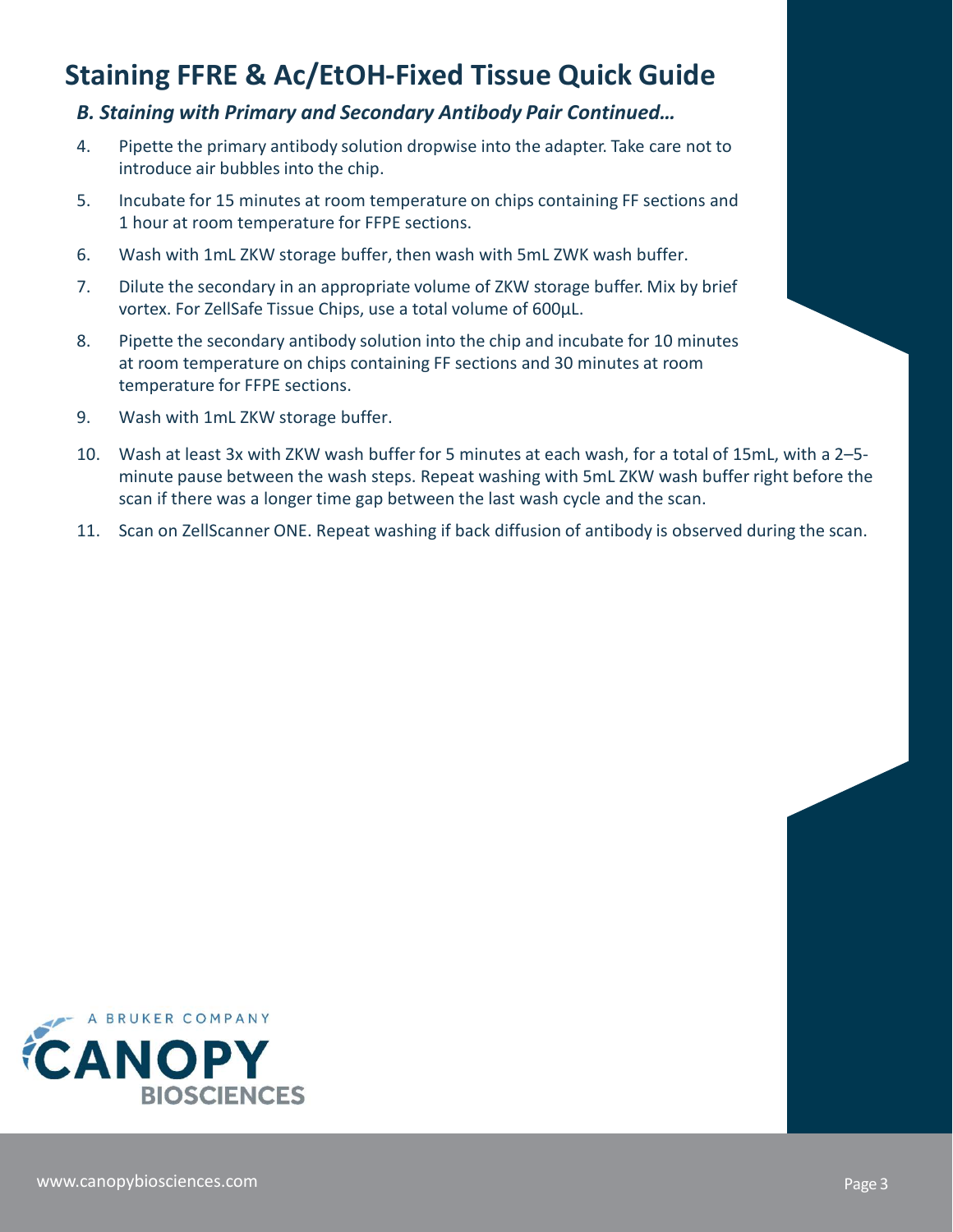# Staining FFRE & Ac/EtOH-Fixed Tissue Quick Guide

### *B. Staining with Primary and Secondary Antibody Pair Continued…*

4. Pipette the primary antibody solution dropwise into the adapter. Take care not to introduce air bubbles into the chip.
5. Incubate for 15 minutes at room temperature on chips containing FF sections and 1 hour at room temperature for FFPE sections.
6. Wash with 1mL ZKW storage buffer, then wash with 5mL ZWK wash buffer.
7. Dilute the secondary in an appropriate volume of ZKW storage buffer. Mix by brief vortex. For ZellSafe Tissue Chips, use a total volume of 600µL.
8. Pipette the secondary antibody solution into the chip and incubate for 10 minutes at room temperature on chips containing FF sections and 30 minutes at room temperature for FFPE sections.
9. Wash with 1mL ZKW storage buffer.
10. Wash at least 3x with ZKW wash buffer for 5 minutes at each wash, for a total of 15mL, with a 2–5-minute pause between the wash steps. Repeat washing with 5mL ZKW wash buffer right before the scan if there was a longer time gap between the last wash cycle and the scan.
11. Scan on ZellScanner ONE. Repeat washing if back diffusion of antibody is observed during the scan.

A BRUKER COMPANY
CANOPY BIOSCIENCES

www.canopybiosciences.com